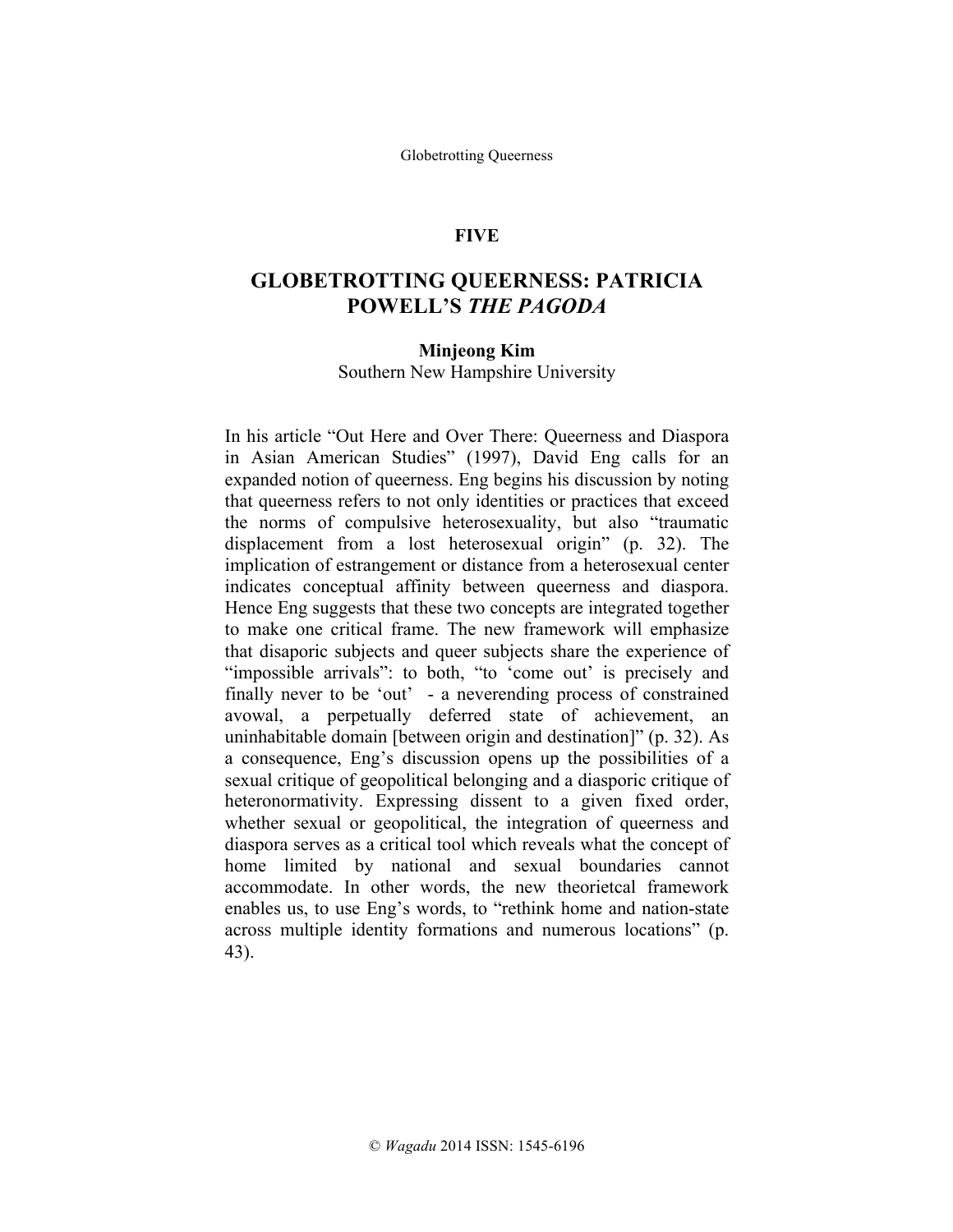**FIVE**

# GLOBETROTTING QUEERNESS: PATRICIA POWELL'S *THE PAGODA*

**Minjeong Kim**
Southern New Hampshire University

In his article "Out Here and Over There: Queerness and Diaspora in Asian American Studies" (1997), David Eng calls for an expanded notion of queerness. Eng begins his discussion by noting that queerness refers to not only identities or practices that exceed the norms of compulsive heterosexuality, but also "traumatic displacement from a lost heterosexual origin" (p. 32). The implication of estrangement or distance from a heterosexual center indicates conceptual affinity between queerness and diaspora. Hence Eng suggests that these two concepts are integrated together to make one critical frame. The new framework will emphasize that disaporic subjects and queer subjects share the experience of "impossible arrivals": to both, "to 'come out' is precisely and finally never to be 'out' - a neverending process of constrained avowal, a perpetually deferred state of achievement, an uninhabitable domain [between origin and destination]" (p. 32). As a consequence, Eng's discussion opens up the possibilities of a sexual critique of geopolitical belonging and a diasporic critique of heteronormativity. Expressing dissent to a given fixed order, whether sexual or geopolitical, the integration of queerness and diaspora serves as a critical tool which reveals what the concept of home limited by national and sexual boundaries cannot accommodate. In other words, the new theorietcal framework enables us, to use Eng's words, to "rethink home and nation-state across multiple identity formations and numerous locations" (p. 43).

© *Wagadu* 2014 ISSN: 1545-6196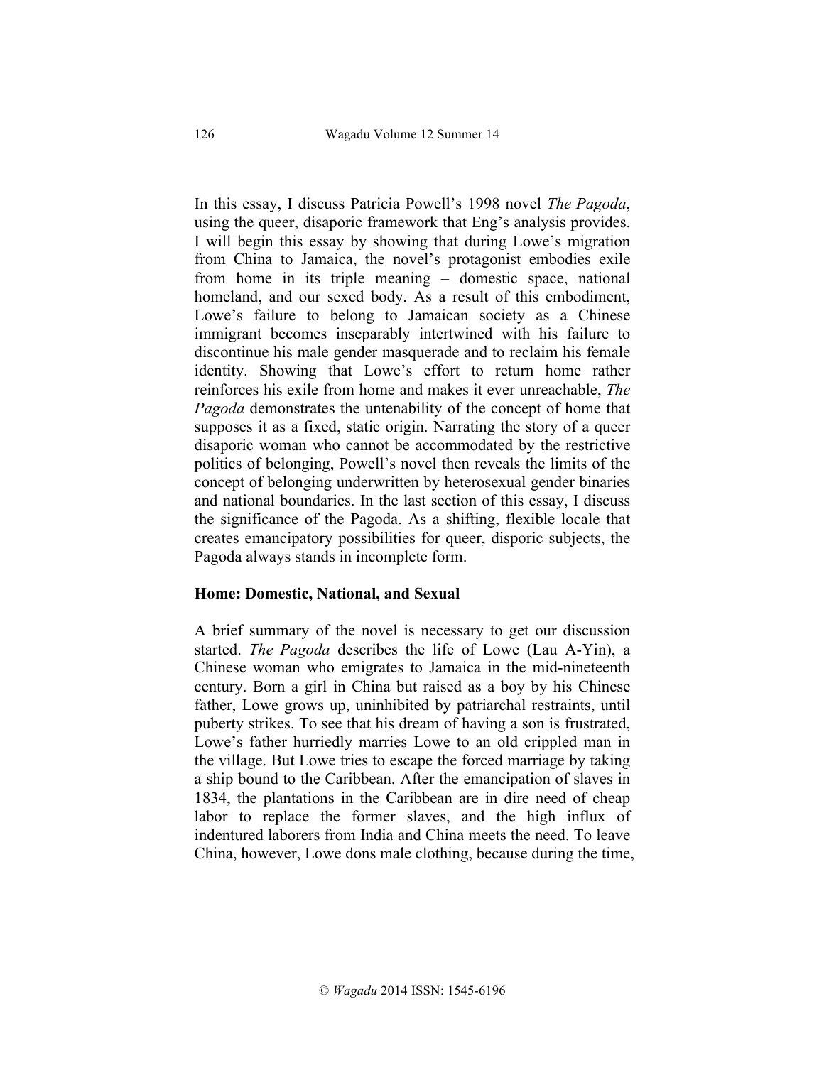In this essay, I discuss Patricia Powell's 1998 novel *The Pagoda*, using the queer, disaporic framework that Eng's analysis provides. I will begin this essay by showing that during Lowe's migration from China to Jamaica, the novel's protagonist embodies exile from home in its triple meaning – domestic space, national homeland, and our sexed body. As a result of this embodiment, Lowe's failure to belong to Jamaican society as a Chinese immigrant becomes inseparably intertwined with his failure to discontinue his male gender masquerade and to reclaim his female identity. Showing that Lowe's effort to return home rather reinforces his exile from home and makes it ever unreachable, *The Pagoda* demonstrates the untenability of the concept of home that supposes it as a fixed, static origin. Narrating the story of a queer disaporic woman who cannot be accommodated by the restrictive politics of belonging, Powell's novel then reveals the limits of the concept of belonging underwritten by heterosexual gender binaries and national boundaries. In the last section of this essay, I discuss the significance of the Pagoda. As a shifting, flexible locale that creates emancipatory possibilities for queer, disporic subjects, the Pagoda always stands in incomplete form.

## Home: Domestic, National, and Sexual

A brief summary of the novel is necessary to get our discussion started. *The Pagoda* describes the life of Lowe (Lau A-Yin), a Chinese woman who emigrates to Jamaica in the mid-nineteenth century. Born a girl in China but raised as a boy by his Chinese father, Lowe grows up, uninhibited by patriarchal restraints, until puberty strikes. To see that his dream of having a son is frustrated, Lowe's father hurriedly marries Lowe to an old crippled man in the village. But Lowe tries to escape the forced marriage by taking a ship bound to the Caribbean. After the emancipation of slaves in 1834, the plantations in the Caribbean are in dire need of cheap labor to replace the former slaves, and the high influx of indentured laborers from India and China meets the need. To leave China, however, Lowe dons male clothing, because during the time,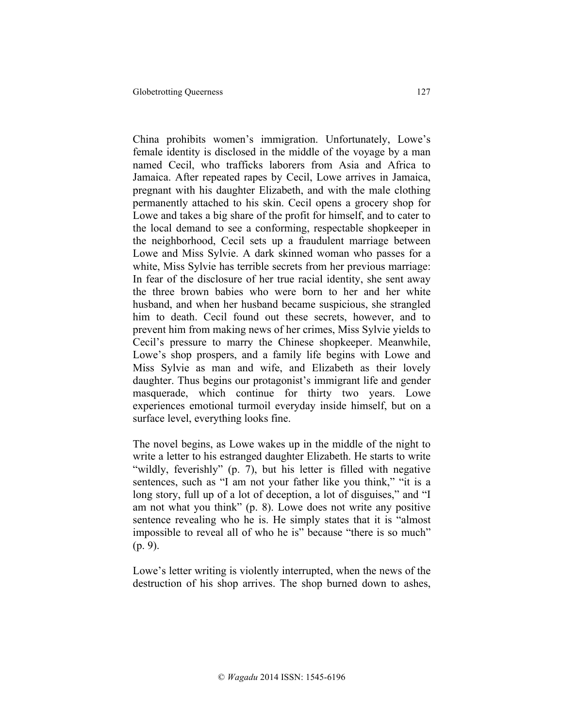China prohibits women's immigration. Unfortunately, Lowe's female identity is disclosed in the middle of the voyage by a man named Cecil, who trafficks laborers from Asia and Africa to Jamaica. After repeated rapes by Cecil, Lowe arrives in Jamaica, pregnant with his daughter Elizabeth, and with the male clothing permanently attached to his skin. Cecil opens a grocery shop for Lowe and takes a big share of the profit for himself, and to cater to the local demand to see a conforming, respectable shopkeeper in the neighborhood, Cecil sets up a fraudulent marriage between Lowe and Miss Sylvie. A dark skinned woman who passes for a white, Miss Sylvie has terrible secrets from her previous marriage: In fear of the disclosure of her true racial identity, she sent away the three brown babies who were born to her and her white husband, and when her husband became suspicious, she strangled him to death. Cecil found out these secrets, however, and to prevent him from making news of her crimes, Miss Sylvie yields to Cecil's pressure to marry the Chinese shopkeeper. Meanwhile, Lowe's shop prospers, and a family life begins with Lowe and Miss Sylvie as man and wife, and Elizabeth as their lovely daughter. Thus begins our protagonist's immigrant life and gender masquerade, which continue for thirty two years. Lowe experiences emotional turmoil everyday inside himself, but on a surface level, everything looks fine.

The novel begins, as Lowe wakes up in the middle of the night to write a letter to his estranged daughter Elizabeth. He starts to write "wildly, feverishly" (p. 7), but his letter is filled with negative sentences, such as "I am not your father like you think," "it is a long story, full up of a lot of deception, a lot of disguises," and "I am not what you think" (p. 8). Lowe does not write any positive sentence revealing who he is. He simply states that it is "almost impossible to reveal all of who he is" because "there is so much" (p. 9).

Lowe's letter writing is violently interrupted, when the news of the destruction of his shop arrives. The shop burned down to ashes,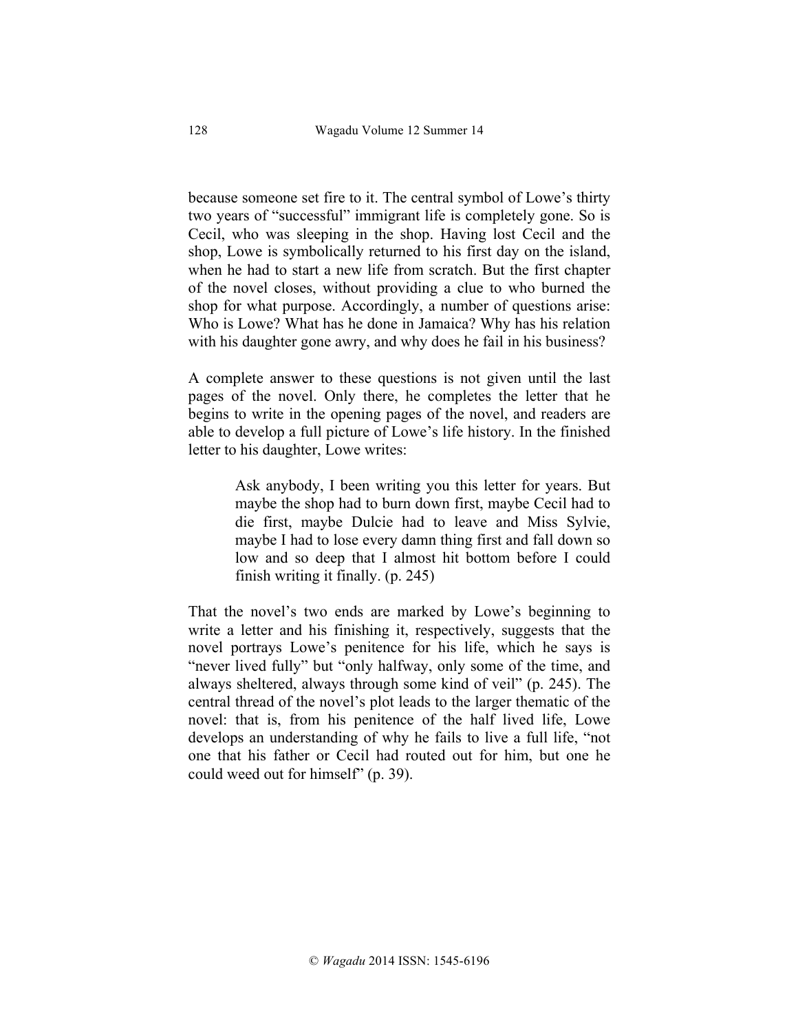because someone set fire to it. The central symbol of Lowe's thirty two years of "successful" immigrant life is completely gone. So is Cecil, who was sleeping in the shop. Having lost Cecil and the shop, Lowe is symbolically returned to his first day on the island, when he had to start a new life from scratch. But the first chapter of the novel closes, without providing a clue to who burned the shop for what purpose. Accordingly, a number of questions arise: Who is Lowe? What has he done in Jamaica? Why has his relation with his daughter gone awry, and why does he fail in his business?

A complete answer to these questions is not given until the last pages of the novel. Only there, he completes the letter that he begins to write in the opening pages of the novel, and readers are able to develop a full picture of Lowe's life history. In the finished letter to his daughter, Lowe writes:

> Ask anybody, I been writing you this letter for years. But maybe the shop had to burn down first, maybe Cecil had to die first, maybe Dulcie had to leave and Miss Sylvie, maybe I had to lose every damn thing first and fall down so low and so deep that I almost hit bottom before I could finish writing it finally. (p. 245)

That the novel's two ends are marked by Lowe's beginning to write a letter and his finishing it, respectively, suggests that the novel portrays Lowe's penitence for his life, which he says is "never lived fully" but "only halfway, only some of the time, and always sheltered, always through some kind of veil" (p. 245). The central thread of the novel's plot leads to the larger thematic of the novel: that is, from his penitence of the half lived life, Lowe develops an understanding of why he fails to live a full life, "not one that his father or Cecil had routed out for him, but one he could weed out for himself" (p. 39).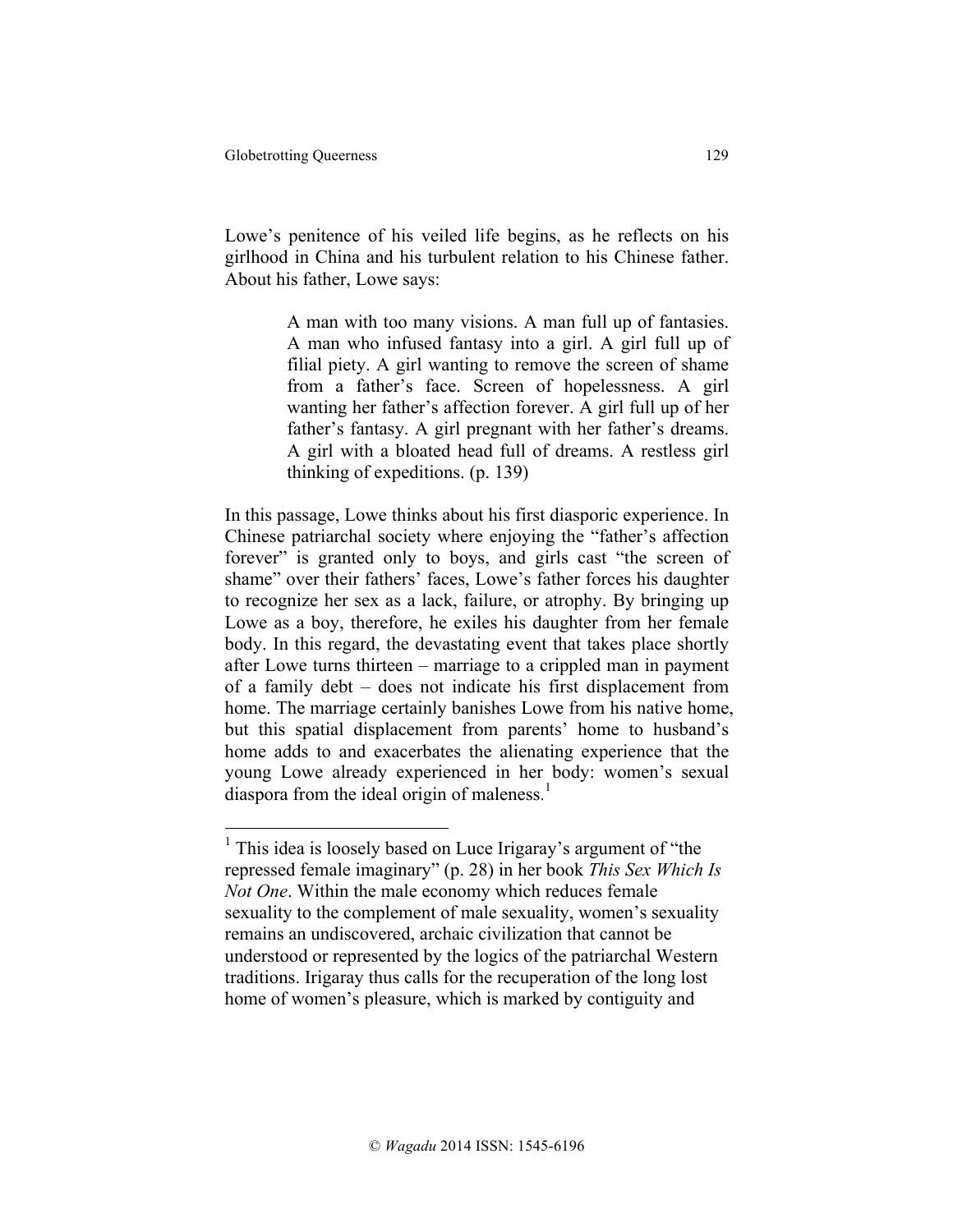Lowe's penitence of his veiled life begins, as he reflects on his girlhood in China and his turbulent relation to his Chinese father. About his father, Lowe says:

> A man with too many visions. A man full up of fantasies. A man who infused fantasy into a girl. A girl full up of filial piety. A girl wanting to remove the screen of shame from a father's face. Screen of hopelessness. A girl wanting her father's affection forever. A girl full up of her father's fantasy. A girl pregnant with her father's dreams. A girl with a bloated head full of dreams. A restless girl thinking of expeditions. (p. 139)

In this passage, Lowe thinks about his first diasporic experience. In Chinese patriarchal society where enjoying the "father's affection forever" is granted only to boys, and girls cast "the screen of shame" over their fathers' faces, Lowe's father forces his daughter to recognize her sex as a lack, failure, or atrophy. By bringing up Lowe as a boy, therefore, he exiles his daughter from her female body. In this regard, the devastating event that takes place shortly after Lowe turns thirteen – marriage to a crippled man in payment of a family debt – does not indicate his first displacement from home. The marriage certainly banishes Lowe from his native home, but this spatial displacement from parents' home to husband's home adds to and exacerbates the alienating experience that the young Lowe already experienced in her body: women's sexual diaspora from the ideal origin of maleness.[1]

---

[1] This idea is loosely based on Luce Irigaray's argument of "the repressed female imaginary" (p. 28) in her book *This Sex Which Is Not One*. Within the male economy which reduces female sexuality to the complement of male sexuality, women's sexuality remains an undiscovered, archaic civilization that cannot be understood or represented by the logics of the patriarchal Western traditions. Irigaray thus calls for the recuperation of the long lost home of women's pleasure, which is marked by contiguity and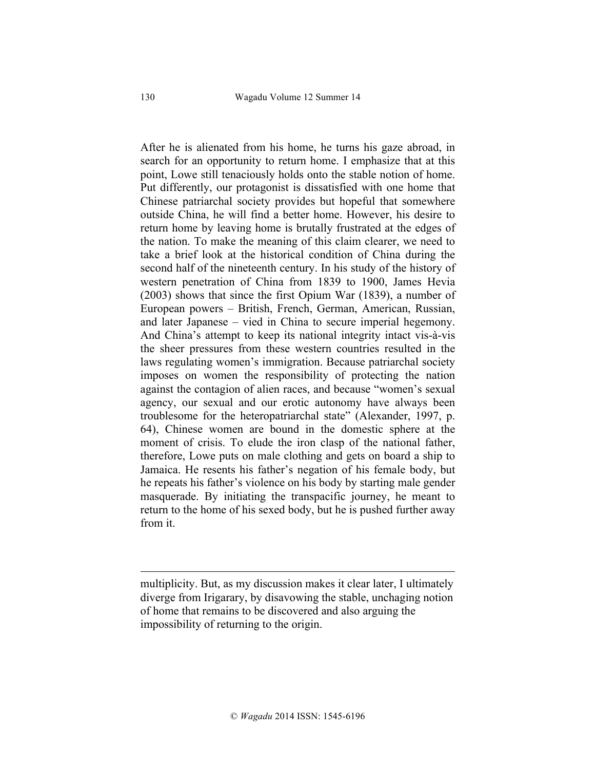After he is alienated from his home, he turns his gaze abroad, in search for an opportunity to return home. I emphasize that at this point, Lowe still tenaciously holds onto the stable notion of home. Put differently, our protagonist is dissatisfied with one home that Chinese patriarchal society provides but hopeful that somewhere outside China, he will find a better home. However, his desire to return home by leaving home is brutally frustrated at the edges of the nation. To make the meaning of this claim clearer, we need to take a brief look at the historical condition of China during the second half of the nineteenth century. In his study of the history of western penetration of China from 1839 to 1900, James Hevia (2003) shows that since the first Opium War (1839), a number of European powers – British, French, German, American, Russian, and later Japanese – vied in China to secure imperial hegemony. And China's attempt to keep its national integrity intact vis-à-vis the sheer pressures from these western countries resulted in the laws regulating women's immigration. Because patriarchal society imposes on women the responsibility of protecting the nation against the contagion of alien races, and because "women's sexual agency, our sexual and our erotic autonomy have always been troublesome for the heteropatriarchal state" (Alexander, 1997, p. 64), Chinese women are bound in the domestic sphere at the moment of crisis. To elude the iron clasp of the national father, therefore, Lowe puts on male clothing and gets on board a ship to Jamaica. He resents his father's negation of his female body, but he repeats his father's violence on his body by starting male gender masquerade. By initiating the transpacific journey, he meant to return to the home of his sexed body, but he is pushed further away from it.

---

multiplicity. But, as my discussion makes it clear later, I ultimately diverge from Irigarary, by disavowing the stable, unchaging notion of home that remains to be discovered and also arguing the impossibility of returning to the origin.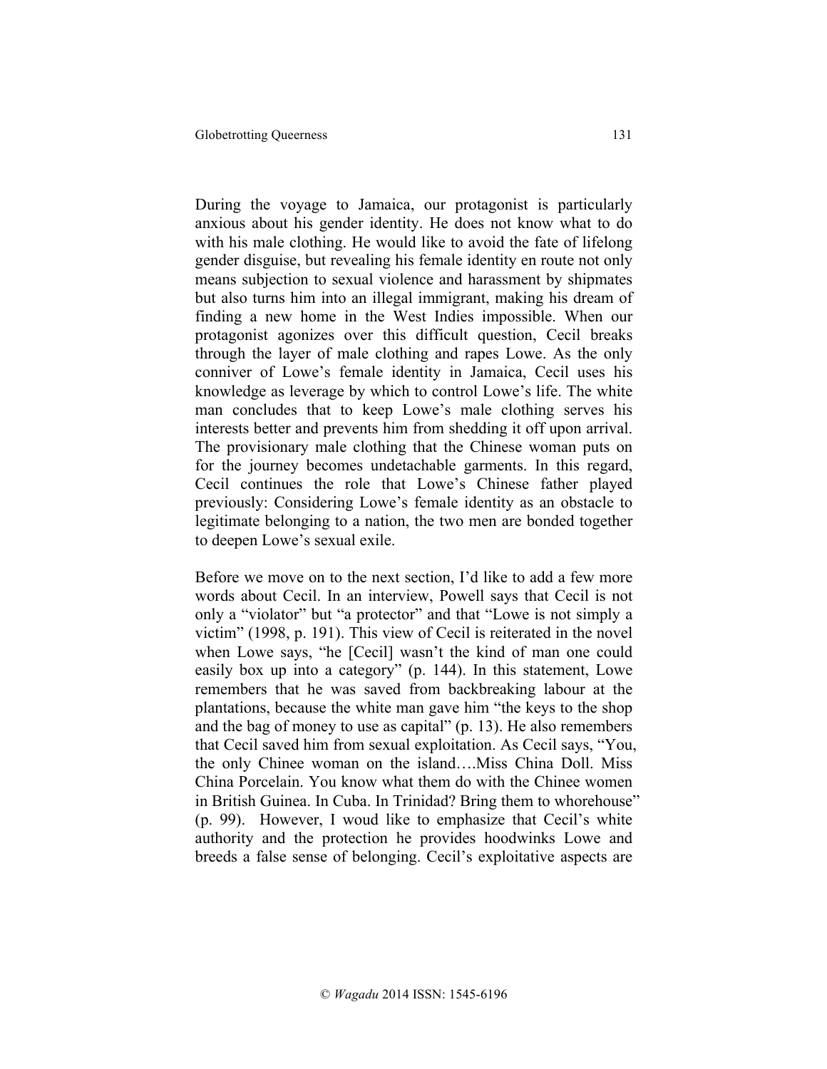During the voyage to Jamaica, our protagonist is particularly anxious about his gender identity. He does not know what to do with his male clothing. He would like to avoid the fate of lifelong gender disguise, but revealing his female identity en route not only means subjection to sexual violence and harassment by shipmates but also turns him into an illegal immigrant, making his dream of finding a new home in the West Indies impossible. When our protagonist agonizes over this difficult question, Cecil breaks through the layer of male clothing and rapes Lowe. As the only conniver of Lowe's female identity in Jamaica, Cecil uses his knowledge as leverage by which to control Lowe's life. The white man concludes that to keep Lowe's male clothing serves his interests better and prevents him from shedding it off upon arrival. The provisionary male clothing that the Chinese woman puts on for the journey becomes undetachable garments. In this regard, Cecil continues the role that Lowe's Chinese father played previously: Considering Lowe's female identity as an obstacle to legitimate belonging to a nation, the two men are bonded together to deepen Lowe's sexual exile.

Before we move on to the next section, I'd like to add a few more words about Cecil. In an interview, Powell says that Cecil is not only a "violator" but "a protector" and that "Lowe is not simply a victim" (1998, p. 191). This view of Cecil is reiterated in the novel when Lowe says, "he [Cecil] wasn't the kind of man one could easily box up into a category" (p. 144). In this statement, Lowe remembers that he was saved from backbreaking labour at the plantations, because the white man gave him "the keys to the shop and the bag of money to use as capital" (p. 13). He also remembers that Cecil saved him from sexual exploitation. As Cecil says, "You, the only Chinee woman on the island….Miss China Doll. Miss China Porcelain. You know what them do with the Chinee women in British Guinea. In Cuba. In Trinidad? Bring them to whorehouse" (p. 99). However, I woud like to emphasize that Cecil's white authority and the protection he provides hoodwinks Lowe and breeds a false sense of belonging. Cecil's exploitative aspects are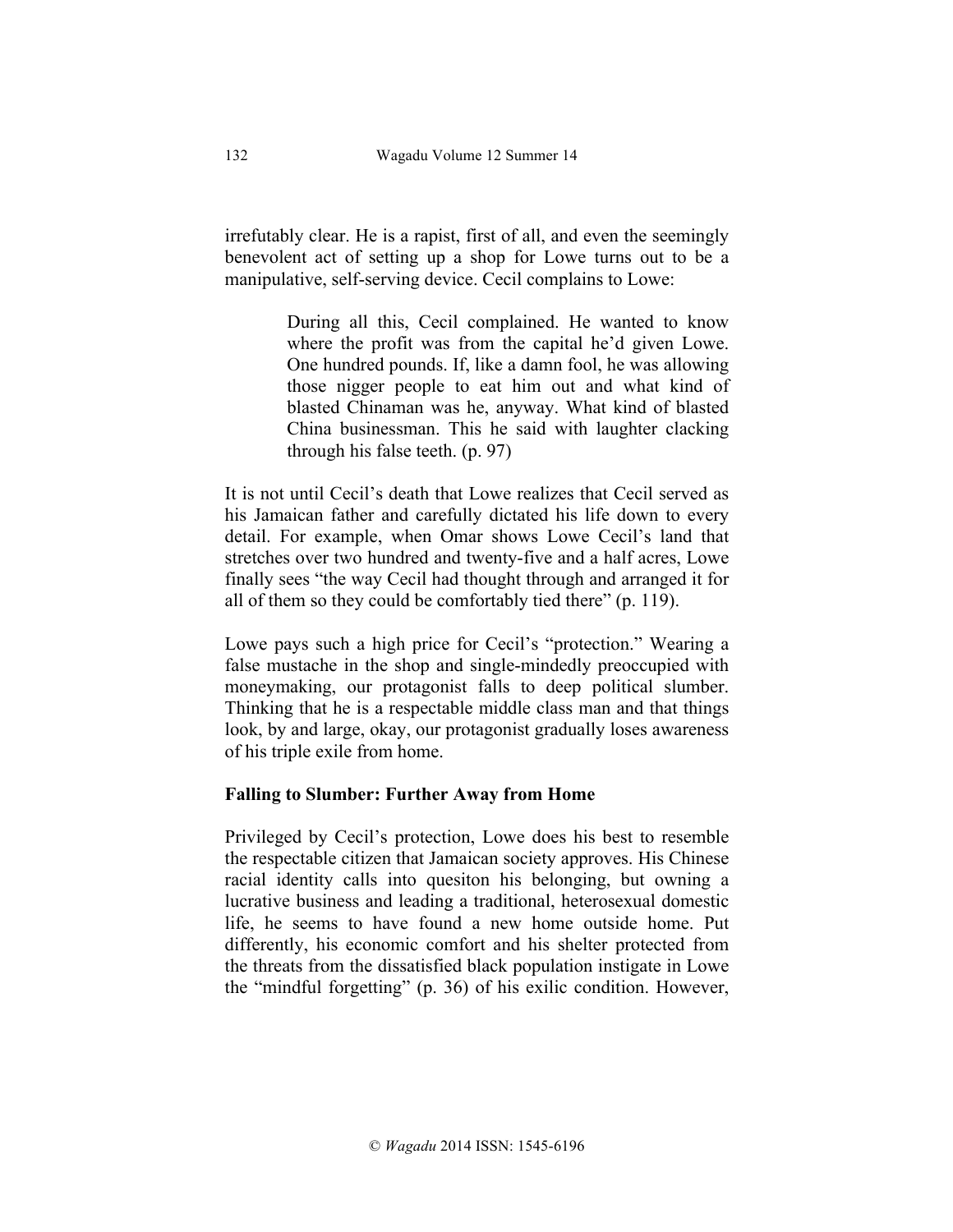irrefutably clear. He is a rapist, first of all, and even the seemingly benevolent act of setting up a shop for Lowe turns out to be a manipulative, self-serving device. Cecil complains to Lowe:

> During all this, Cecil complained. He wanted to know where the profit was from the capital he'd given Lowe. One hundred pounds. If, like a damn fool, he was allowing those nigger people to eat him out and what kind of blasted Chinaman was he, anyway. What kind of blasted China businessman. This he said with laughter clacking through his false teeth. (p. 97)

It is not until Cecil's death that Lowe realizes that Cecil served as his Jamaican father and carefully dictated his life down to every detail. For example, when Omar shows Lowe Cecil's land that stretches over two hundred and twenty-five and a half acres, Lowe finally sees "the way Cecil had thought through and arranged it for all of them so they could be comfortably tied there" (p. 119).

Lowe pays such a high price for Cecil's "protection." Wearing a false mustache in the shop and single-mindedly preoccupied with moneymaking, our protagonist falls to deep political slumber. Thinking that he is a respectable middle class man and that things look, by and large, okay, our protagonist gradually loses awareness of his triple exile from home.

## Falling to Slumber: Further Away from Home

Privileged by Cecil's protection, Lowe does his best to resemble the respectable citizen that Jamaican society approves. His Chinese racial identity calls into quesiton his belonging, but owning a lucrative business and leading a traditional, heterosexual domestic life, he seems to have found a new home outside home. Put differently, his economic comfort and his shelter protected from the threats from the dissatisfied black population instigate in Lowe the "mindful forgetting" (p. 36) of his exilic condition. However,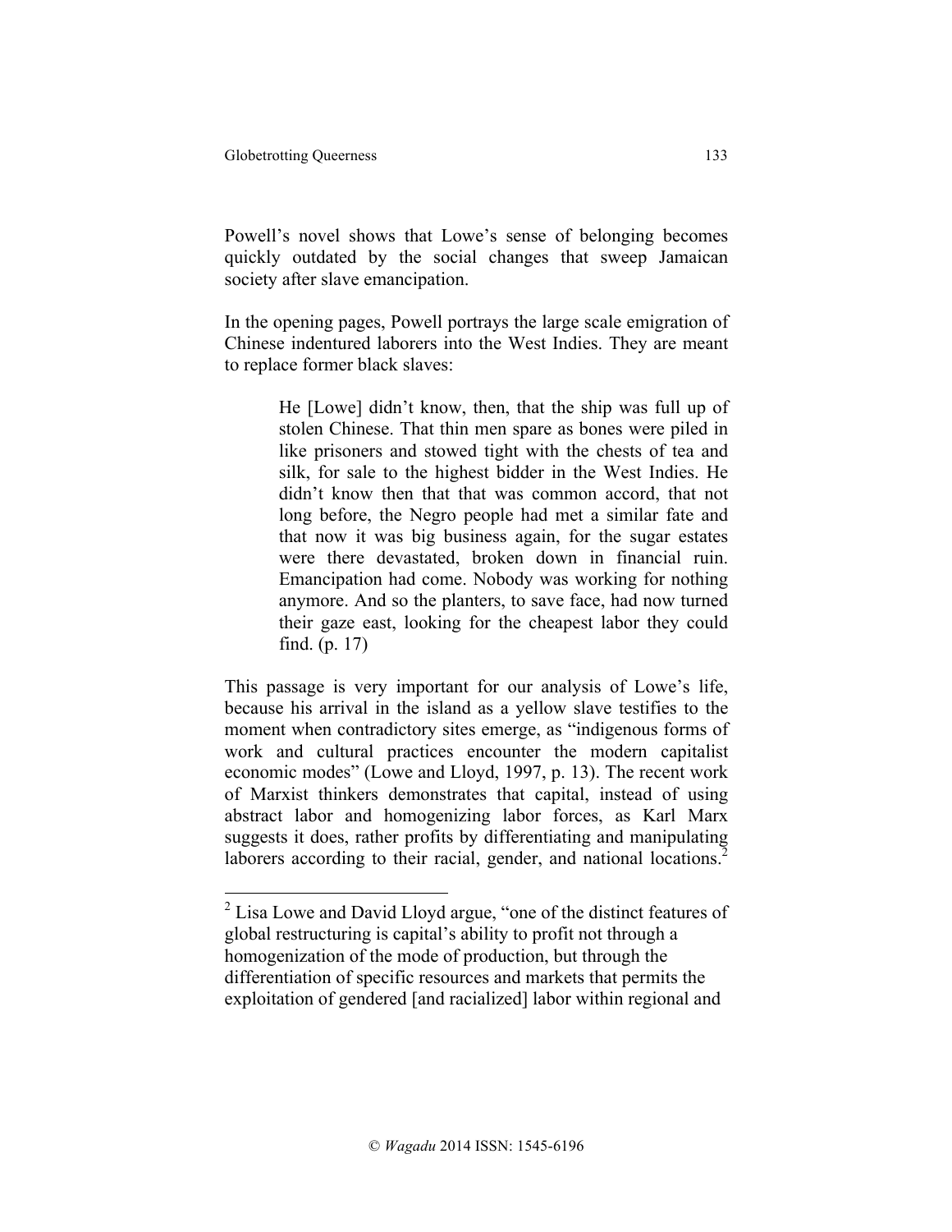Powell's novel shows that Lowe's sense of belonging becomes quickly outdated by the social changes that sweep Jamaican society after slave emancipation.

In the opening pages, Powell portrays the large scale emigration of Chinese indentured laborers into the West Indies. They are meant to replace former black slaves:

> He [Lowe] didn't know, then, that the ship was full up of stolen Chinese. That thin men spare as bones were piled in like prisoners and stowed tight with the chests of tea and silk, for sale to the highest bidder in the West Indies. He didn't know then that that was common accord, that not long before, the Negro people had met a similar fate and that now it was big business again, for the sugar estates were there devastated, broken down in financial ruin. Emancipation had come. Nobody was working for nothing anymore. And so the planters, to save face, had now turned their gaze east, looking for the cheapest labor they could find. (p. 17)

This passage is very important for our analysis of Lowe's life, because his arrival in the island as a yellow slave testifies to the moment when contradictory sites emerge, as "indigenous forms of work and cultural practices encounter the modern capitalist economic modes" (Lowe and Lloyd, 1997, p. 13). The recent work of Marxist thinkers demonstrates that capital, instead of using abstract labor and homogenizing labor forces, as Karl Marx suggests it does, rather profits by differentiating and manipulating laborers according to their racial, gender, and national locations.[2]

---

[2] Lisa Lowe and David Lloyd argue, "one of the distinct features of global restructuring is capital's ability to profit not through a homogenization of the mode of production, but through the differentiation of specific resources and markets that permits the exploitation of gendered [and racialized] labor within regional and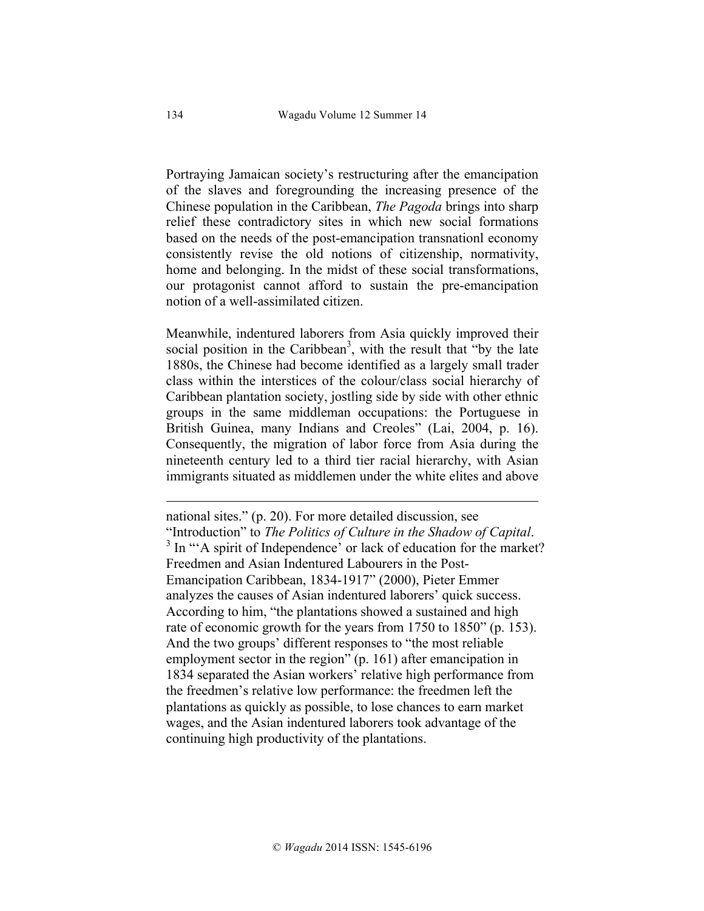Portraying Jamaican society's restructuring after the emancipation of the slaves and foregrounding the increasing presence of the Chinese population in the Caribbean, *The Pagoda* brings into sharp relief these contradictory sites in which new social formations based on the needs of the post-emancipation transnationl economy consistently revise the old notions of citizenship, normativity, home and belonging. In the midst of these social transformations, our protagonist cannot afford to sustain the pre-emancipation notion of a well-assimilated citizen.

Meanwhile, indentured laborers from Asia quickly improved their social position in the Caribbean[3], with the result that "by the late 1880s, the Chinese had become identified as a largely small trader class within the interstices of the colour/class social hierarchy of Caribbean plantation society, jostling side by side with other ethnic groups in the same middleman occupations: the Portuguese in British Guinea, many Indians and Creoles" (Lai, 2004, p. 16). Consequently, the migration of labor force from Asia during the nineteenth century led to a third tier racial hierarchy, with Asian immigrants situated as middlemen under the white elites and above

---

national sites." (p. 20). For more detailed discussion, see "Introduction" to *The Politics of Culture in the Shadow of Capital*.

[3] In "'A spirit of Independence' or lack of education for the market? Freedmen and Asian Indentured Labourers in the Post-Emancipation Caribbean, 1834-1917" (2000), Pieter Emmer analyzes the causes of Asian indentured laborers' quick success. According to him, "the plantations showed a sustained and high rate of economic growth for the years from 1750 to 1850" (p. 153). And the two groups' different responses to "the most reliable employment sector in the region" (p. 161) after emancipation in 1834 separated the Asian workers' relative high performance from the freedmen's relative low performance: the freedmen left the plantations as quickly as possible, to lose chances to earn market wages, and the Asian indentured laborers took advantage of the continuing high productivity of the plantations.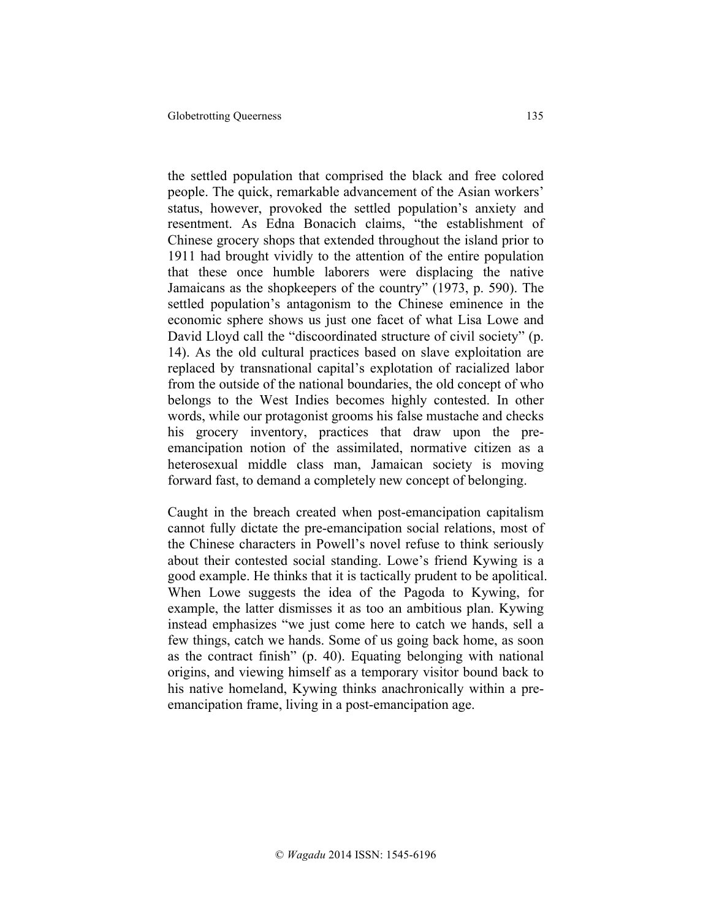the settled population that comprised the black and free colored people. The quick, remarkable advancement of the Asian workers' status, however, provoked the settled population's anxiety and resentment. As Edna Bonacich claims, "the establishment of Chinese grocery shops that extended throughout the island prior to 1911 had brought vividly to the attention of the entire population that these once humble laborers were displacing the native Jamaicans as the shopkeepers of the country" (1973, p. 590). The settled population's antagonism to the Chinese eminence in the economic sphere shows us just one facet of what Lisa Lowe and David Lloyd call the "discoordinated structure of civil society" (p. 14). As the old cultural practices based on slave exploitation are replaced by transnational capital's explotation of racialized labor from the outside of the national boundaries, the old concept of who belongs to the West Indies becomes highly contested. In other words, while our protagonist grooms his false mustache and checks his grocery inventory, practices that draw upon the pre-emancipation notion of the assimilated, normative citizen as a heterosexual middle class man, Jamaican society is moving forward fast, to demand a completely new concept of belonging.

Caught in the breach created when post-emancipation capitalism cannot fully dictate the pre-emancipation social relations, most of the Chinese characters in Powell's novel refuse to think seriously about their contested social standing. Lowe's friend Kywing is a good example. He thinks that it is tactically prudent to be apolitical. When Lowe suggests the idea of the Pagoda to Kywing, for example, the latter dismisses it as too an ambitious plan. Kywing instead emphasizes "we just come here to catch we hands, sell a few things, catch we hands. Some of us going back home, as soon as the contract finish" (p. 40). Equating belonging with national origins, and viewing himself as a temporary visitor bound back to his native homeland, Kywing thinks anachronically within a pre-emancipation frame, living in a post-emancipation age.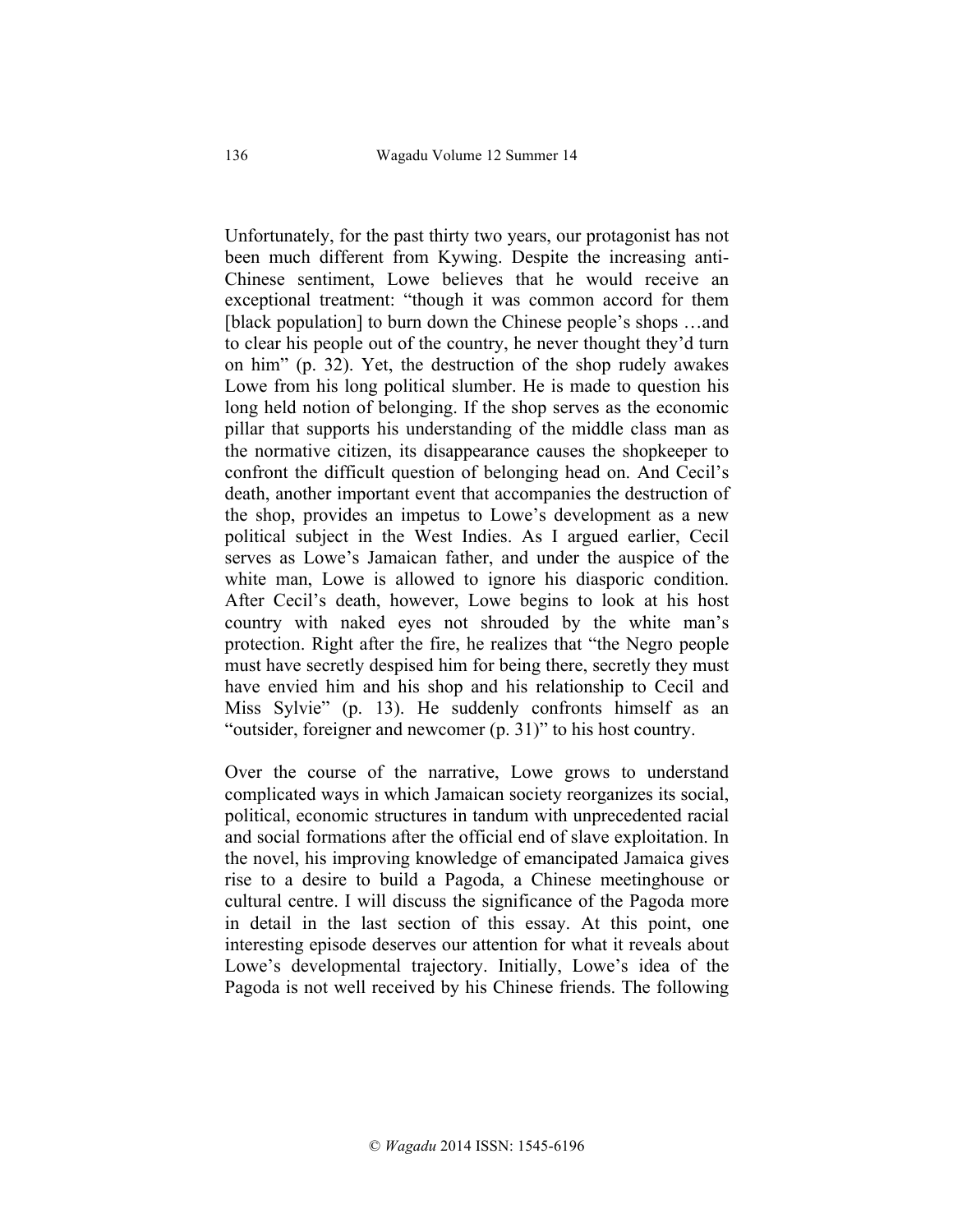Unfortunately, for the past thirty two years, our protagonist has not been much different from Kywing. Despite the increasing anti-Chinese sentiment, Lowe believes that he would receive an exceptional treatment: "though it was common accord for them [black population] to burn down the Chinese people's shops …and to clear his people out of the country, he never thought they'd turn on him" (p. 32). Yet, the destruction of the shop rudely awakes Lowe from his long political slumber. He is made to question his long held notion of belonging. If the shop serves as the economic pillar that supports his understanding of the middle class man as the normative citizen, its disappearance causes the shopkeeper to confront the difficult question of belonging head on. And Cecil's death, another important event that accompanies the destruction of the shop, provides an impetus to Lowe's development as a new political subject in the West Indies. As I argued earlier, Cecil serves as Lowe's Jamaican father, and under the auspice of the white man, Lowe is allowed to ignore his diasporic condition. After Cecil's death, however, Lowe begins to look at his host country with naked eyes not shrouded by the white man's protection. Right after the fire, he realizes that "the Negro people must have secretly despised him for being there, secretly they must have envied him and his shop and his relationship to Cecil and Miss Sylvie" (p. 13). He suddenly confronts himself as an "outsider, foreigner and newcomer (p. 31)" to his host country.

Over the course of the narrative, Lowe grows to understand complicated ways in which Jamaican society reorganizes its social, political, economic structures in tandum with unprecedented racial and social formations after the official end of slave exploitation. In the novel, his improving knowledge of emancipated Jamaica gives rise to a desire to build a Pagoda, a Chinese meetinghouse or cultural centre. I will discuss the significance of the Pagoda more in detail in the last section of this essay. At this point, one interesting episode deserves our attention for what it reveals about Lowe's developmental trajectory. Initially, Lowe's idea of the Pagoda is not well received by his Chinese friends. The following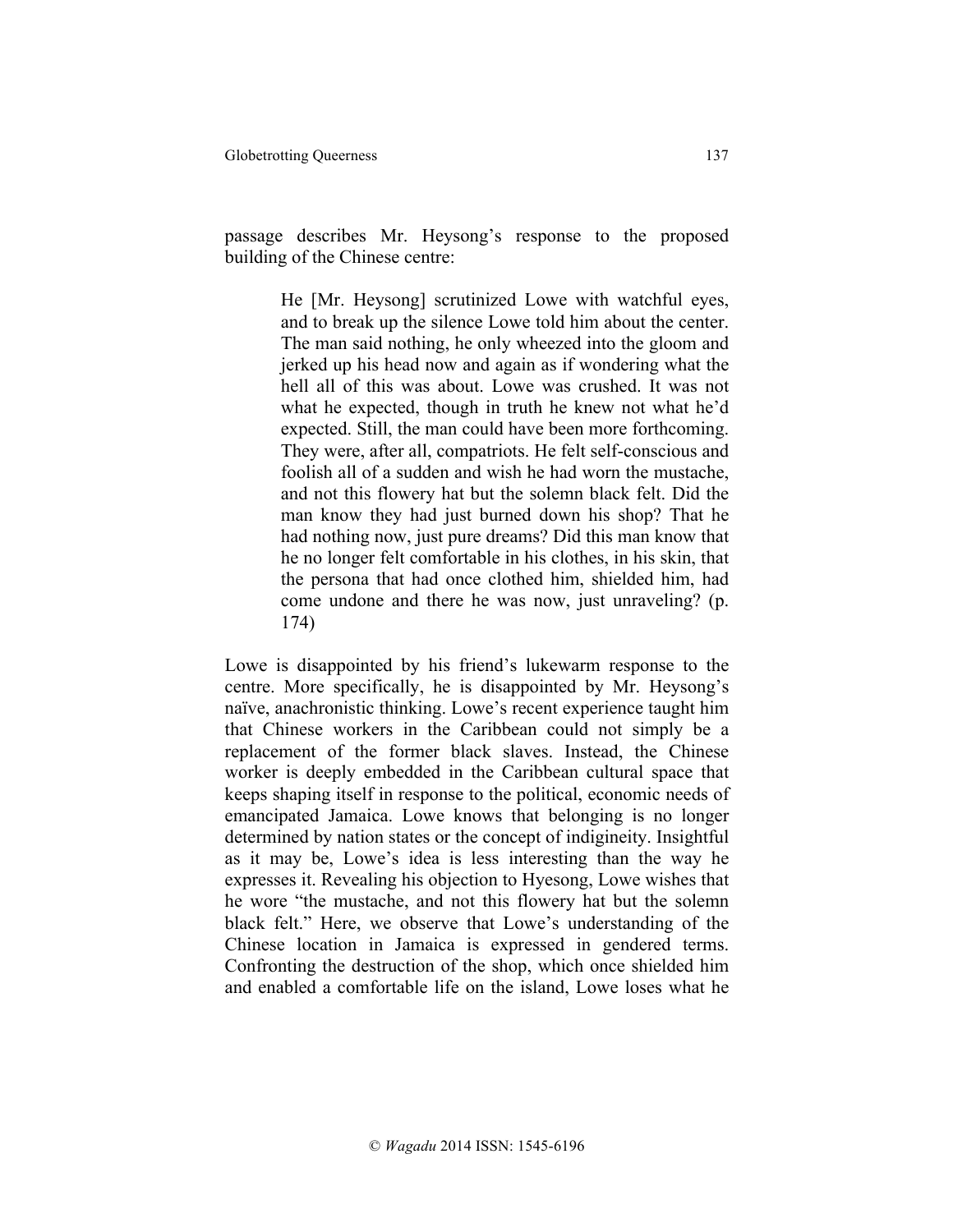passage describes Mr. Heysong's response to the proposed building of the Chinese centre:

> He [Mr. Heysong] scrutinized Lowe with watchful eyes, and to break up the silence Lowe told him about the center. The man said nothing, he only wheezed into the gloom and jerked up his head now and again as if wondering what the hell all of this was about. Lowe was crushed. It was not what he expected, though in truth he knew not what he'd expected. Still, the man could have been more forthcoming. They were, after all, compatriots. He felt self-conscious and foolish all of a sudden and wish he had worn the mustache, and not this flowery hat but the solemn black felt. Did the man know they had just burned down his shop? That he had nothing now, just pure dreams? Did this man know that he no longer felt comfortable in his clothes, in his skin, that the persona that had once clothed him, shielded him, had come undone and there he was now, just unraveling? (p. 174)

Lowe is disappointed by his friend's lukewarm response to the centre. More specifically, he is disappointed by Mr. Heysong's naïve, anachronistic thinking. Lowe's recent experience taught him that Chinese workers in the Caribbean could not simply be a replacement of the former black slaves. Instead, the Chinese worker is deeply embedded in the Caribbean cultural space that keeps shaping itself in response to the political, economic needs of emancipated Jamaica. Lowe knows that belonging is no longer determined by nation states or the concept of indigineity. Insightful as it may be, Lowe's idea is less interesting than the way he expresses it. Revealing his objection to Hyesong, Lowe wishes that he wore "the mustache, and not this flowery hat but the solemn black felt." Here, we observe that Lowe's understanding of the Chinese location in Jamaica is expressed in gendered terms. Confronting the destruction of the shop, which once shielded him and enabled a comfortable life on the island, Lowe loses what he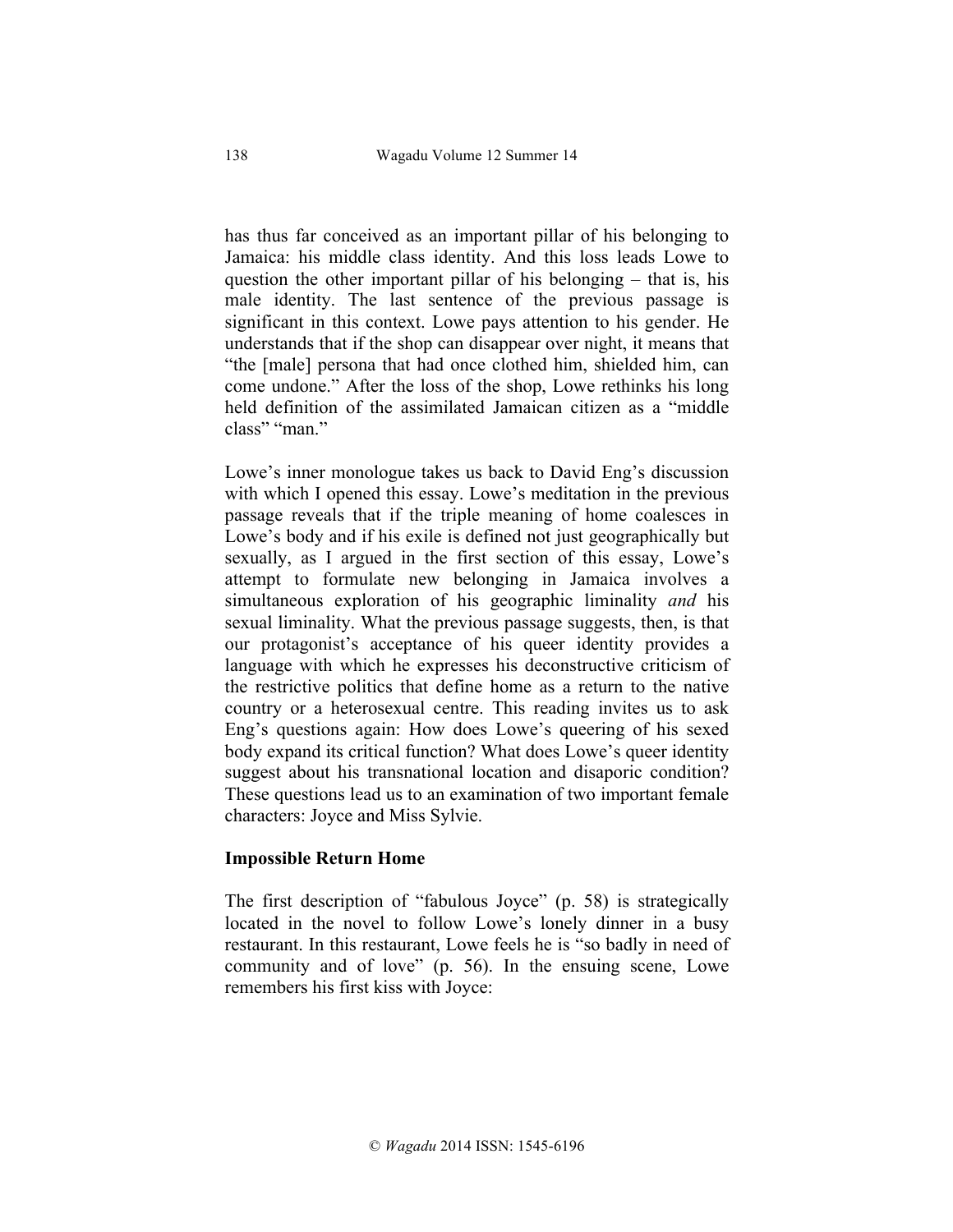has thus far conceived as an important pillar of his belonging to Jamaica: his middle class identity. And this loss leads Lowe to question the other important pillar of his belonging – that is, his male identity. The last sentence of the previous passage is significant in this context. Lowe pays attention to his gender. He understands that if the shop can disappear over night, it means that "the [male] persona that had once clothed him, shielded him, can come undone." After the loss of the shop, Lowe rethinks his long held definition of the assimilated Jamaican citizen as a "middle class" "man."

Lowe's inner monologue takes us back to David Eng's discussion with which I opened this essay. Lowe's meditation in the previous passage reveals that if the triple meaning of home coalesces in Lowe's body and if his exile is defined not just geographically but sexually, as I argued in the first section of this essay, Lowe's attempt to formulate new belonging in Jamaica involves a simultaneous exploration of his geographic liminality *and* his sexual liminality. What the previous passage suggests, then, is that our protagonist's acceptance of his queer identity provides a language with which he expresses his deconstructive criticism of the restrictive politics that define home as a return to the native country or a heterosexual centre. This reading invites us to ask Eng's questions again: How does Lowe's queering of his sexed body expand its critical function? What does Lowe's queer identity suggest about his transnational location and disaporic condition? These questions lead us to an examination of two important female characters: Joyce and Miss Sylvie.

## Impossible Return Home

The first description of "fabulous Joyce" (p. 58) is strategically located in the novel to follow Lowe's lonely dinner in a busy restaurant. In this restaurant, Lowe feels he is "so badly in need of community and of love" (p. 56). In the ensuing scene, Lowe remembers his first kiss with Joyce: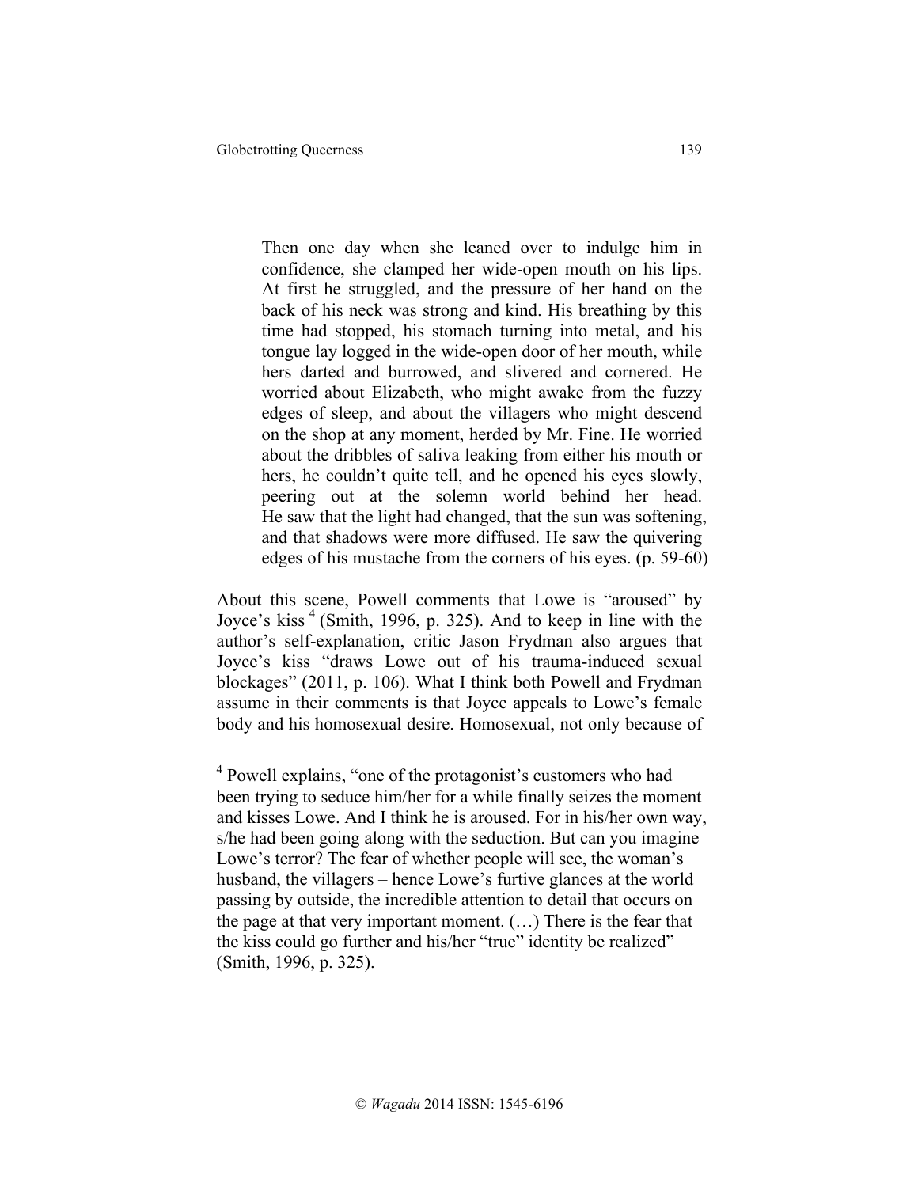> Then one day when she leaned over to indulge him in confidence, she clamped her wide-open mouth on his lips. At first he struggled, and the pressure of her hand on the back of his neck was strong and kind. His breathing by this time had stopped, his stomach turning into metal, and his tongue lay logged in the wide-open door of her mouth, while hers darted and burrowed, and slivered and cornered. He worried about Elizabeth, who might awake from the fuzzy edges of sleep, and about the villagers who might descend on the shop at any moment, herded by Mr. Fine. He worried about the dribbles of saliva leaking from either his mouth or hers, he couldn't quite tell, and he opened his eyes slowly, peering out at the solemn world behind her head. He saw that the light had changed, that the sun was softening, and that shadows were more diffused. He saw the quivering edges of his mustache from the corners of his eyes. (p. 59-60)

About this scene, Powell comments that Lowe is "aroused" by Joyce's kiss [4] (Smith, 1996, p. 325). And to keep in line with the author's self-explanation, critic Jason Frydman also argues that Joyce's kiss "draws Lowe out of his trauma-induced sexual blockages" (2011, p. 106). What I think both Powell and Frydman assume in their comments is that Joyce appeals to Lowe's female body and his homosexual desire. Homosexual, not only because of

---

[4] Powell explains, "one of the protagonist's customers who had been trying to seduce him/her for a while finally seizes the moment and kisses Lowe. And I think he is aroused. For in his/her own way, s/he had been going along with the seduction. But can you imagine Lowe's terror? The fear of whether people will see, the woman's husband, the villagers – hence Lowe's furtive glances at the world passing by outside, the incredible attention to detail that occurs on the page at that very important moment. (…) There is the fear that the kiss could go further and his/her "true" identity be realized" (Smith, 1996, p. 325).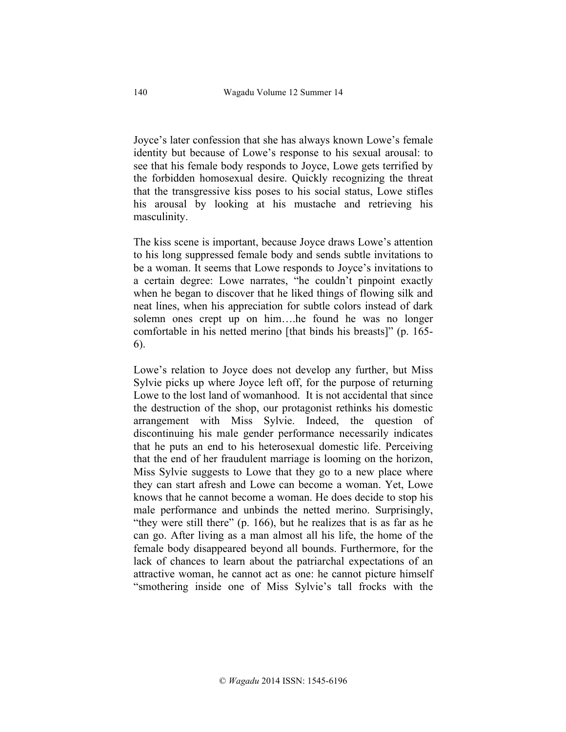Joyce's later confession that she has always known Lowe's female identity but because of Lowe's response to his sexual arousal: to see that his female body responds to Joyce, Lowe gets terrified by the forbidden homosexual desire. Quickly recognizing the threat that the transgressive kiss poses to his social status, Lowe stifles his arousal by looking at his mustache and retrieving his masculinity.

The kiss scene is important, because Joyce draws Lowe's attention to his long suppressed female body and sends subtle invitations to be a woman. It seems that Lowe responds to Joyce's invitations to a certain degree: Lowe narrates, "he couldn't pinpoint exactly when he began to discover that he liked things of flowing silk and neat lines, when his appreciation for subtle colors instead of dark solemn ones crept up on him….he found he was no longer comfortable in his netted merino [that binds his breasts]" (p. 165-6).

Lowe's relation to Joyce does not develop any further, but Miss Sylvie picks up where Joyce left off, for the purpose of returning Lowe to the lost land of womanhood. It is not accidental that since the destruction of the shop, our protagonist rethinks his domestic arrangement with Miss Sylvie. Indeed, the question of discontinuing his male gender performance necessarily indicates that he puts an end to his heterosexual domestic life. Perceiving that the end of her fraudulent marriage is looming on the horizon, Miss Sylvie suggests to Lowe that they go to a new place where they can start afresh and Lowe can become a woman. Yet, Lowe knows that he cannot become a woman. He does decide to stop his male performance and unbinds the netted merino. Surprisingly, "they were still there" (p. 166), but he realizes that is as far as he can go. After living as a man almost all his life, the home of the female body disappeared beyond all bounds. Furthermore, for the lack of chances to learn about the patriarchal expectations of an attractive woman, he cannot act as one: he cannot picture himself "smothering inside one of Miss Sylvie's tall frocks with the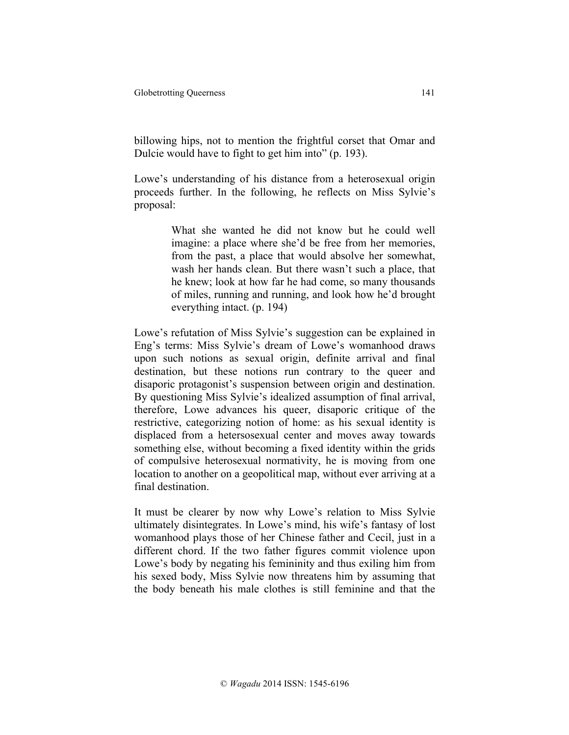billowing hips, not to mention the frightful corset that Omar and Dulcie would have to fight to get him into" (p. 193).

Lowe's understanding of his distance from a heterosexual origin proceeds further. In the following, he reflects on Miss Sylvie's proposal:

> What she wanted he did not know but he could well imagine: a place where she'd be free from her memories, from the past, a place that would absolve her somewhat, wash her hands clean. But there wasn't such a place, that he knew; look at how far he had come, so many thousands of miles, running and running, and look how he'd brought everything intact. (p. 194)

Lowe's refutation of Miss Sylvie's suggestion can be explained in Eng's terms: Miss Sylvie's dream of Lowe's womanhood draws upon such notions as sexual origin, definite arrival and final destination, but these notions run contrary to the queer and disaporic protagonist's suspension between origin and destination. By questioning Miss Sylvie's idealized assumption of final arrival, therefore, Lowe advances his queer, disaporic critique of the restrictive, categorizing notion of home: as his sexual identity is displaced from a hetersosexual center and moves away towards something else, without becoming a fixed identity within the grids of compulsive heterosexual normativity, he is moving from one location to another on a geopolitical map, without ever arriving at a final destination.

It must be clearer by now why Lowe's relation to Miss Sylvie ultimately disintegrates. In Lowe's mind, his wife's fantasy of lost womanhood plays those of her Chinese father and Cecil, just in a different chord. If the two father figures commit violence upon Lowe's body by negating his femininity and thus exiling him from his sexed body, Miss Sylvie now threatens him by assuming that the body beneath his male clothes is still feminine and that the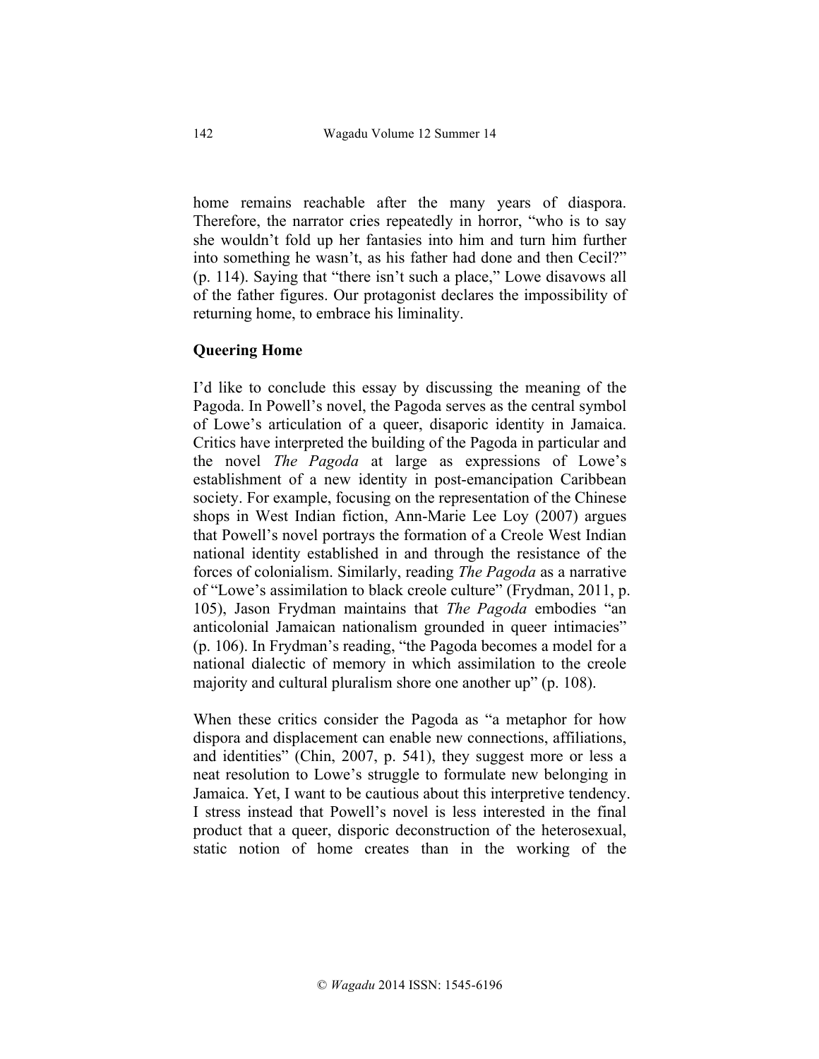home remains reachable after the many years of diaspora. Therefore, the narrator cries repeatedly in horror, "who is to say she wouldn't fold up her fantasies into him and turn him further into something he wasn't, as his father had done and then Cecil?" (p. 114). Saying that "there isn't such a place," Lowe disavows all of the father figures. Our protagonist declares the impossibility of returning home, to embrace his liminality.

## Queering Home

I'd like to conclude this essay by discussing the meaning of the Pagoda. In Powell's novel, the Pagoda serves as the central symbol of Lowe's articulation of a queer, disaporic identity in Jamaica. Critics have interpreted the building of the Pagoda in particular and the novel *The Pagoda* at large as expressions of Lowe's establishment of a new identity in post-emancipation Caribbean society. For example, focusing on the representation of the Chinese shops in West Indian fiction, Ann-Marie Lee Loy (2007) argues that Powell's novel portrays the formation of a Creole West Indian national identity established in and through the resistance of the forces of colonialism. Similarly, reading *The Pagoda* as a narrative of "Lowe's assimilation to black creole culture" (Frydman, 2011, p. 105), Jason Frydman maintains that *The Pagoda* embodies "an anticolonial Jamaican nationalism grounded in queer intimacies" (p. 106). In Frydman's reading, "the Pagoda becomes a model for a national dialectic of memory in which assimilation to the creole majority and cultural pluralism shore one another up" (p. 108).

When these critics consider the Pagoda as "a metaphor for how dispora and displacement can enable new connections, affiliations, and identities" (Chin, 2007, p. 541), they suggest more or less a neat resolution to Lowe's struggle to formulate new belonging in Jamaica. Yet, I want to be cautious about this interpretive tendency. I stress instead that Powell's novel is less interested in the final product that a queer, disporic deconstruction of the heterosexual, static notion of home creates than in the working of the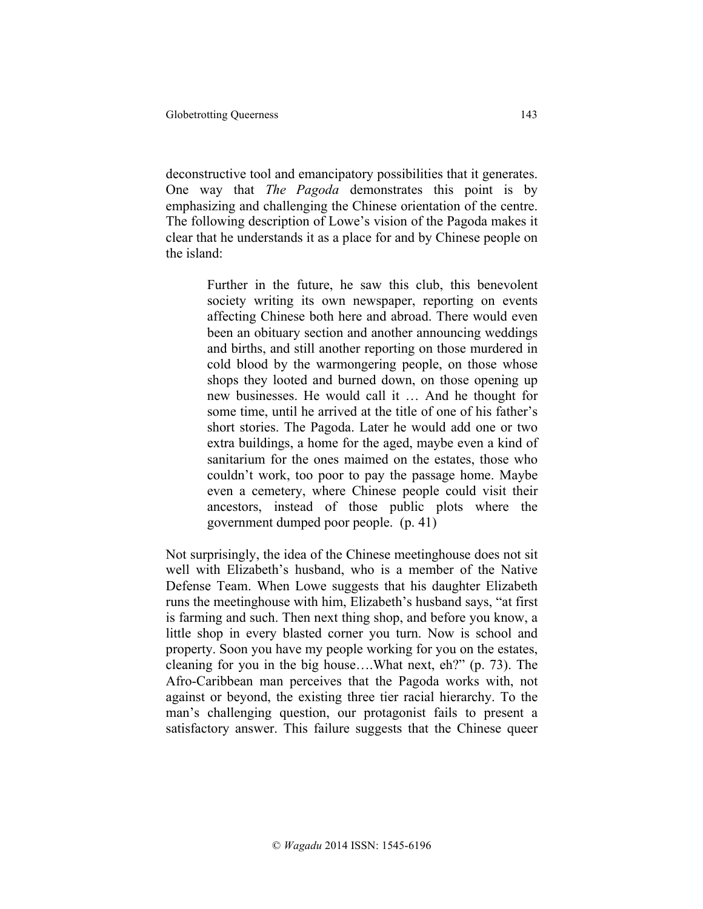deconstructive tool and emancipatory possibilities that it generates. One way that *The Pagoda* demonstrates this point is by emphasizing and challenging the Chinese orientation of the centre. The following description of Lowe's vision of the Pagoda makes it clear that he understands it as a place for and by Chinese people on the island:

> Further in the future, he saw this club, this benevolent society writing its own newspaper, reporting on events affecting Chinese both here and abroad. There would even been an obituary section and another announcing weddings and births, and still another reporting on those murdered in cold blood by the warmongering people, on those whose shops they looted and burned down, on those opening up new businesses. He would call it … And he thought for some time, until he arrived at the title of one of his father's short stories. The Pagoda. Later he would add one or two extra buildings, a home for the aged, maybe even a kind of sanitarium for the ones maimed on the estates, those who couldn't work, too poor to pay the passage home. Maybe even a cemetery, where Chinese people could visit their ancestors, instead of those public plots where the government dumped poor people. (p. 41)

Not surprisingly, the idea of the Chinese meetinghouse does not sit well with Elizabeth's husband, who is a member of the Native Defense Team. When Lowe suggests that his daughter Elizabeth runs the meetinghouse with him, Elizabeth's husband says, "at first is farming and such. Then next thing shop, and before you know, a little shop in every blasted corner you turn. Now is school and property. Soon you have my people working for you on the estates, cleaning for you in the big house….What next, eh?" (p. 73). The Afro-Caribbean man perceives that the Pagoda works with, not against or beyond, the existing three tier racial hierarchy. To the man's challenging question, our protagonist fails to present a satisfactory answer. This failure suggests that the Chinese queer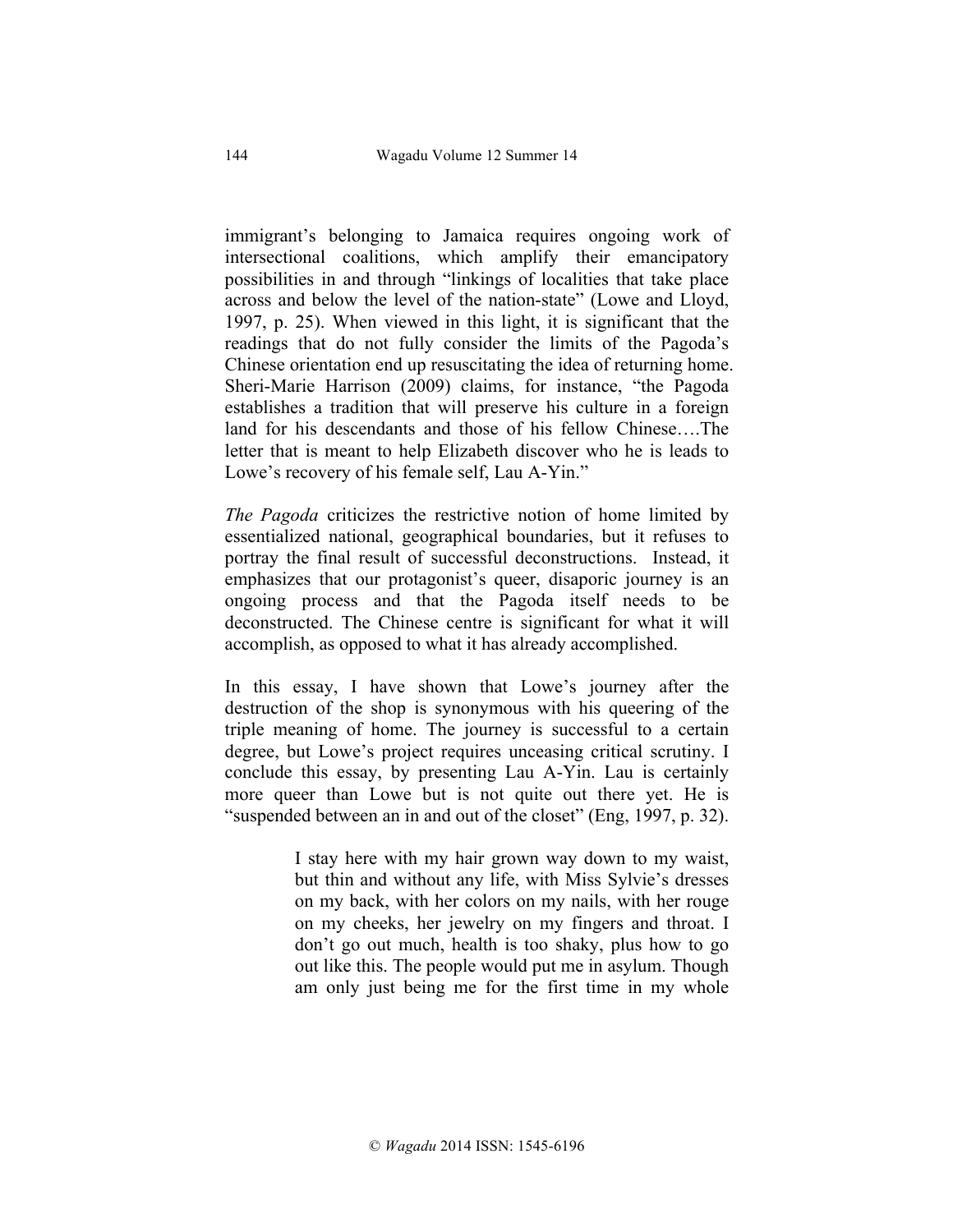immigrant's belonging to Jamaica requires ongoing work of intersectional coalitions, which amplify their emancipatory possibilities in and through "linkings of localities that take place across and below the level of the nation-state" (Lowe and Lloyd, 1997, p. 25). When viewed in this light, it is significant that the readings that do not fully consider the limits of the Pagoda's Chinese orientation end up resuscitating the idea of returning home. Sheri-Marie Harrison (2009) claims, for instance, "the Pagoda establishes a tradition that will preserve his culture in a foreign land for his descendants and those of his fellow Chinese….The letter that is meant to help Elizabeth discover who he is leads to Lowe's recovery of his female self, Lau A-Yin."

*The Pagoda* criticizes the restrictive notion of home limited by essentialized national, geographical boundaries, but it refuses to portray the final result of successful deconstructions. Instead, it emphasizes that our protagonist's queer, disaporic journey is an ongoing process and that the Pagoda itself needs to be deconstructed. The Chinese centre is significant for what it will accomplish, as opposed to what it has already accomplished.

In this essay, I have shown that Lowe's journey after the destruction of the shop is synonymous with his queering of the triple meaning of home. The journey is successful to a certain degree, but Lowe's project requires unceasing critical scrutiny. I conclude this essay, by presenting Lau A-Yin. Lau is certainly more queer than Lowe but is not quite out there yet. He is "suspended between an in and out of the closet" (Eng, 1997, p. 32).

> I stay here with my hair grown way down to my waist, but thin and without any life, with Miss Sylvie's dresses on my back, with her colors on my nails, with her rouge on my cheeks, her jewelry on my fingers and throat. I don't go out much, health is too shaky, plus how to go out like this. The people would put me in asylum. Though am only just being me for the first time in my whole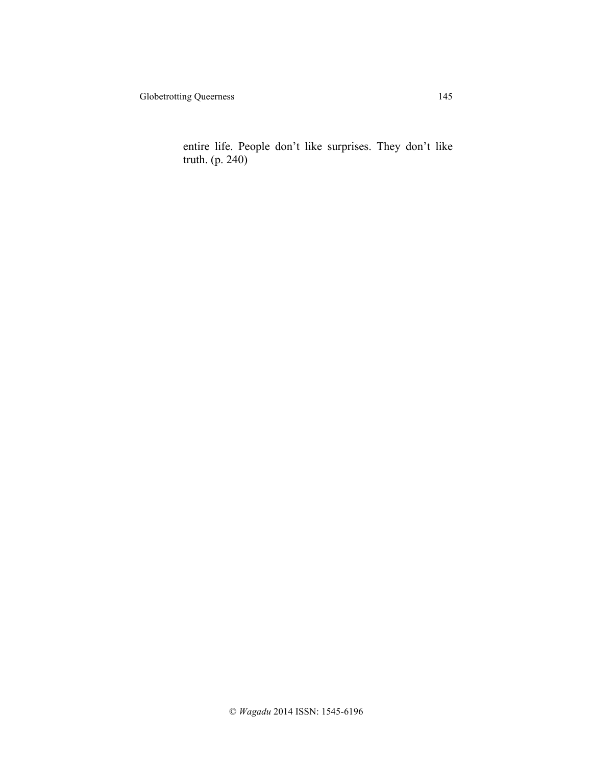> entire life. People don't like surprises. They don't like truth. (p. 240)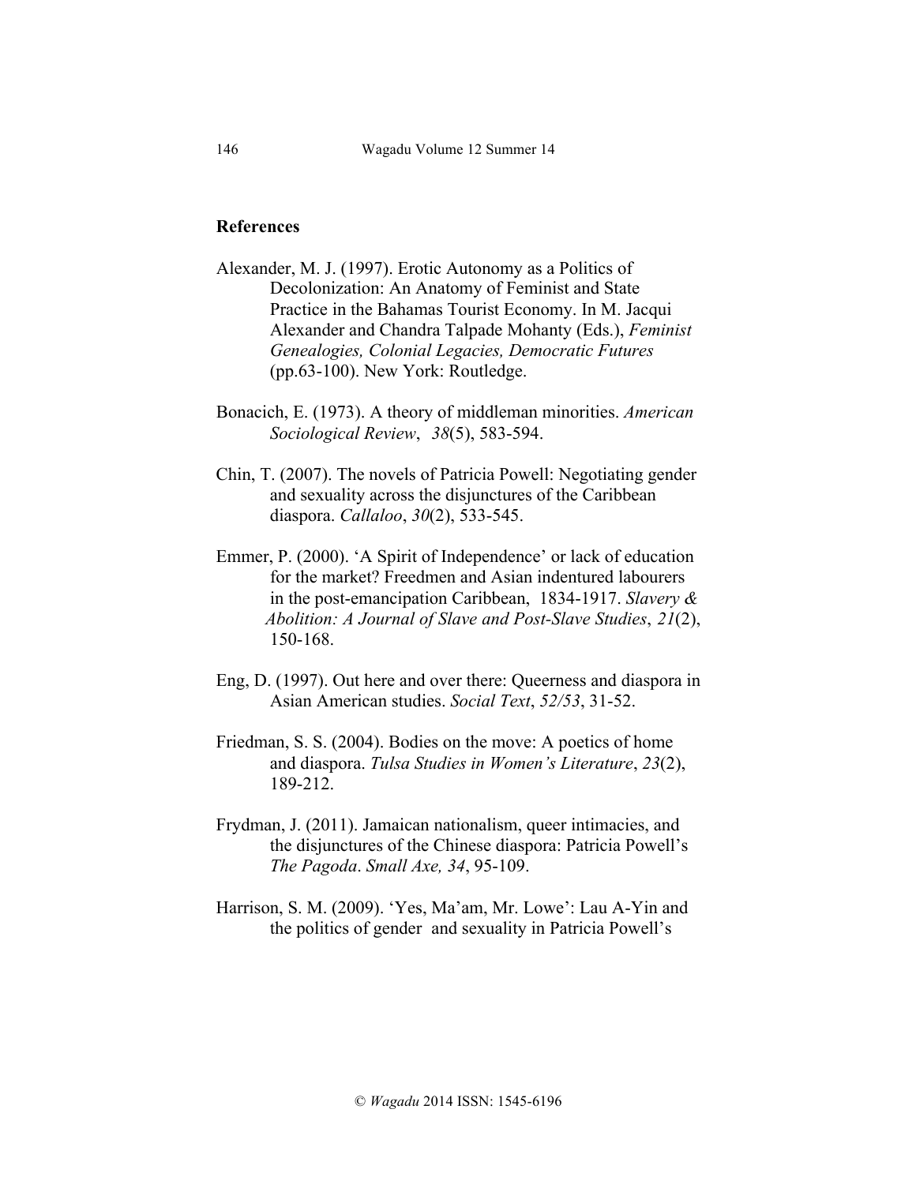## References

Alexander, M. J. (1997). Erotic Autonomy as a Politics of Decolonization: An Anatomy of Feminist and State Practice in the Bahamas Tourist Economy. In M. Jacqui Alexander and Chandra Talpade Mohanty (Eds.), *Feminist Genealogies, Colonial Legacies, Democratic Futures* (pp.63-100). New York: Routledge.

Bonacich, E. (1973). A theory of middleman minorities. *American Sociological Review*, *38*(5), 583-594.

Chin, T. (2007). The novels of Patricia Powell: Negotiating gender and sexuality across the disjunctures of the Caribbean diaspora. *Callaloo*, *30*(2), 533-545.

Emmer, P. (2000). 'A Spirit of Independence' or lack of education for the market? Freedmen and Asian indentured labourers in the post-emancipation Caribbean, 1834-1917. *Slavery & Abolition: A Journal of Slave and Post-Slave Studies*, *21*(2), 150-168.

Eng, D. (1997). Out here and over there: Queerness and diaspora in Asian American studies. *Social Text*, *52/53*, 31-52.

Friedman, S. S. (2004). Bodies on the move: A poetics of home and diaspora. *Tulsa Studies in Women's Literature*, *23*(2), 189-212.

Frydman, J. (2011). Jamaican nationalism, queer intimacies, and the disjunctures of the Chinese diaspora: Patricia Powell's *The Pagoda*. *Small Axe, 34*, 95-109.

Harrison, S. M. (2009). 'Yes, Ma'am, Mr. Lowe': Lau A-Yin and the politics of gender and sexuality in Patricia Powell's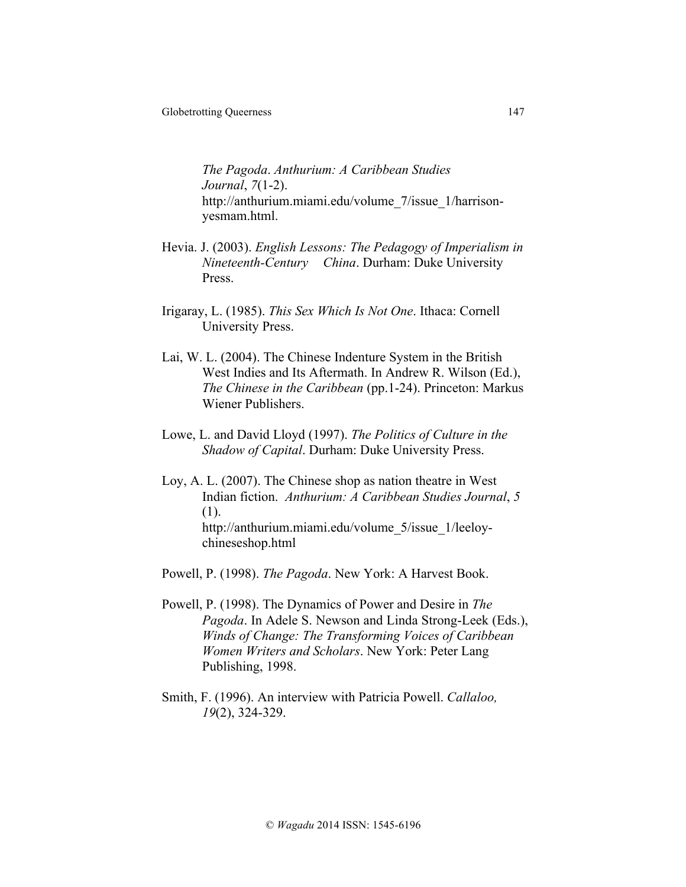*The Pagoda*. *Anthurium: A Caribbean Studies Journal*, *7*(1-2). http://anthurium.miami.edu/volume_7/issue_1/harrison-yesmam.html.

Hevia. J. (2003). *English Lessons: The Pedagogy of Imperialism in Nineteenth-Century China*. Durham: Duke University Press.

Irigaray, L. (1985). *This Sex Which Is Not One*. Ithaca: Cornell University Press.

Lai, W. L. (2004). The Chinese Indenture System in the British West Indies and Its Aftermath. In Andrew R. Wilson (Ed.), *The Chinese in the Caribbean* (pp.1-24). Princeton: Markus Wiener Publishers.

Lowe, L. and David Lloyd (1997). *The Politics of Culture in the Shadow of Capital*. Durham: Duke University Press.

Loy, A. L. (2007). The Chinese shop as nation theatre in West Indian fiction. *Anthurium: A Caribbean Studies Journal*, *5* (1). http://anthurium.miami.edu/volume_5/issue_1/leeloy-chineseshop.html

Powell, P. (1998). *The Pagoda*. New York: A Harvest Book.

Powell, P. (1998). The Dynamics of Power and Desire in *The Pagoda*. In Adele S. Newson and Linda Strong-Leek (Eds.), *Winds of Change: The Transforming Voices of Caribbean Women Writers and Scholars*. New York: Peter Lang Publishing, 1998.

Smith, F. (1996). An interview with Patricia Powell. *Callaloo, 19*(2), 324-329.